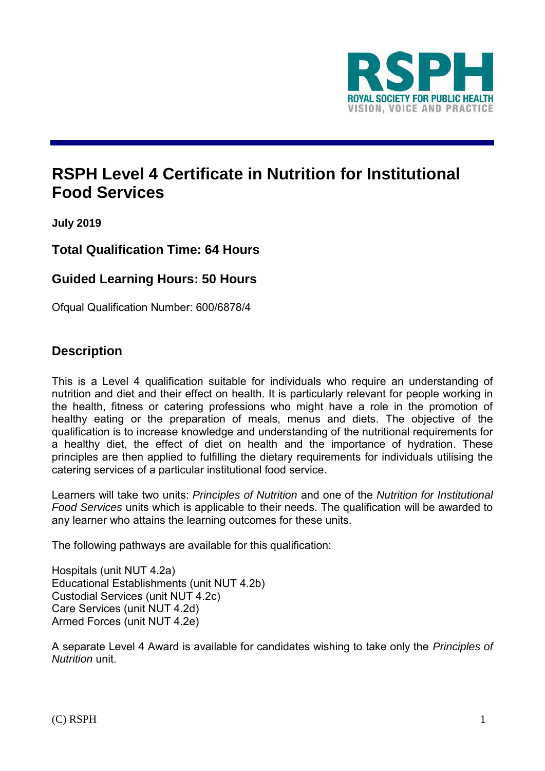# RSPH Level 4 Certificate in Nutrition for Institutional Food Services

**July 2019**

### Total Qualification Time: 64 Hours

### Guided Learning Hours: 50 Hours

Ofqual Qualification Number: 600/6878/4

## Description

This is a Level 4 qualification suitable for individuals who require an understanding of nutrition and diet and their effect on health. It is particularly relevant for people working in the health, fitness or catering professions who might have a role in the promotion of healthy eating or the preparation of meals, menus and diets. The objective of the qualification is to increase knowledge and understanding of the nutritional requirements for a healthy diet, the effect of diet on health and the importance of hydration. These principles are then applied to fulfilling the dietary requirements for individuals utilising the catering services of a particular institutional food service.

Learners will take two units: *Principles of Nutrition* and one of the *Nutrition for Institutional Food Services* units which is applicable to their needs. The qualification will be awarded to any learner who attains the learning outcomes for these units.

The following pathways are available for this qualification:

Hospitals (unit NUT 4.2a)
Educational Establishments (unit NUT 4.2b)
Custodial Services (unit NUT 4.2c)
Care Services (unit NUT 4.2d)
Armed Forces (unit NUT 4.2e)

A separate Level 4 Award is available for candidates wishing to take only the *Principles of Nutrition* unit.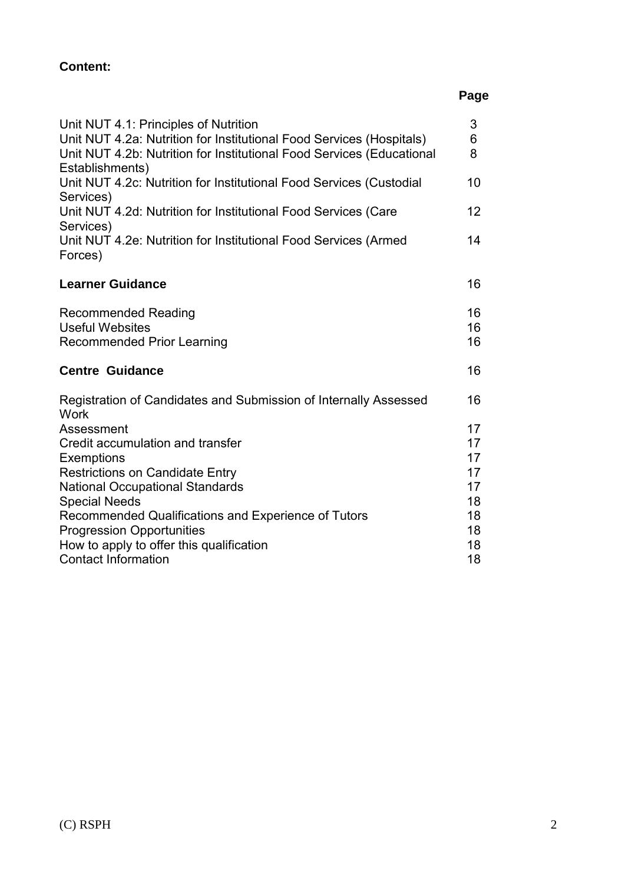**Content:**

| | Page |
|---|---|
| Unit NUT 4.1: Principles of Nutrition | 3 |
| Unit NUT 4.2a: Nutrition for Institutional Food Services (Hospitals) | 6 |
| Unit NUT 4.2b: Nutrition for Institutional Food Services (Educational Establishments) | 8 |
| Unit NUT 4.2c: Nutrition for Institutional Food Services (Custodial Services) | 10 |
| Unit NUT 4.2d: Nutrition for Institutional Food Services (Care Services) | 12 |
| Unit NUT 4.2e: Nutrition for Institutional Food Services (Armed Forces) | 14 |
| **Learner Guidance** | 16 |
| Recommended Reading | 16 |
| Useful Websites | 16 |
| Recommended Prior Learning | 16 |
| **Centre Guidance** | 16 |
| Registration of Candidates and Submission of Internally Assessed Work | 16 |
| Assessment | 17 |
| Credit accumulation and transfer | 17 |
| Exemptions | 17 |
| Restrictions on Candidate Entry | 17 |
| National Occupational Standards | 17 |
| Special Needs | 18 |
| Recommended Qualifications and Experience of Tutors | 18 |
| Progression Opportunities | 18 |
| How to apply to offer this qualification | 18 |
| Contact Information | 18 |

(C) RSPH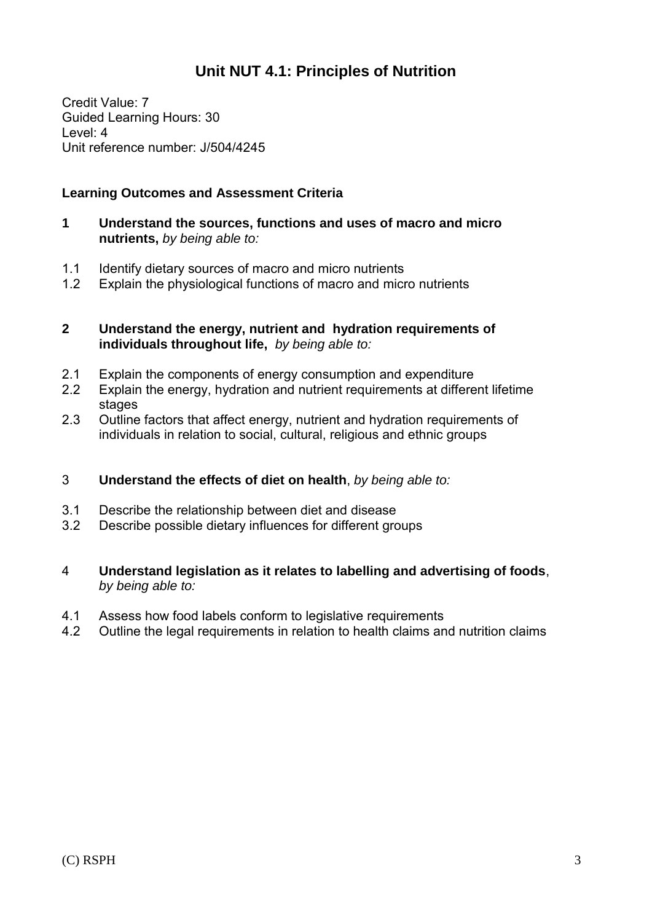# Unit NUT 4.1: Principles of Nutrition

Credit Value: 7
Guided Learning Hours: 30
Level: 4
Unit reference number: J/504/4245

**Learning Outcomes and Assessment Criteria**

**1 Understand the sources, functions and uses of macro and micro nutrients,** *by being able to:*

1.1 Identify dietary sources of macro and micro nutrients
1.2 Explain the physiological functions of macro and micro nutrients

**2 Understand the energy, nutrient and hydration requirements of individuals throughout life,** *by being able to:*

2.1 Explain the components of energy consumption and expenditure
2.2 Explain the energy, hydration and nutrient requirements at different lifetime stages
2.3 Outline factors that affect energy, nutrient and hydration requirements of individuals in relation to social, cultural, religious and ethnic groups

3 **Understand the effects of diet on health**, *by being able to:*

3.1 Describe the relationship between diet and disease
3.2 Describe possible dietary influences for different groups

4 **Understand legislation as it relates to labelling and advertising of foods**, *by being able to:*

4.1 Assess how food labels conform to legislative requirements
4.2 Outline the legal requirements in relation to health claims and nutrition claims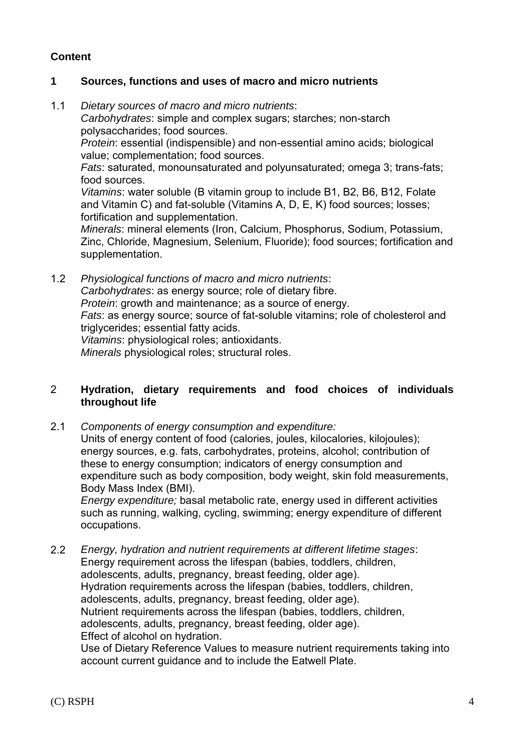**Content**

## 1 Sources, functions and uses of macro and micro nutrients

1.1 *Dietary sources of macro and micro nutrients*:

*Carbohydrates*: simple and complex sugars; starches; non-starch polysaccharides; food sources.

*Protein*: essential (indispensible) and non-essential amino acids; biological value; complementation; food sources.

*Fats*: saturated, monounsaturated and polyunsaturated; omega 3; trans-fats; food sources.

*Vitamins*: water soluble (B vitamin group to include B1, B2, B6, B12, Folate and Vitamin C) and fat-soluble (Vitamins A, D, E, K) food sources; losses; fortification and supplementation.

*Minerals*: mineral elements (Iron, Calcium, Phosphorus, Sodium, Potassium, Zinc, Chloride, Magnesium, Selenium, Fluoride); food sources; fortification and supplementation.

1.2 *Physiological functions of macro and micro nutrients*:

*Carbohydrates*: as energy source; role of dietary fibre.

*Protein*: growth and maintenance; as a source of energy.

*Fats*: as energy source; source of fat-soluble vitamins; role of cholesterol and triglycerides; essential fatty acids.

*Vitamins*: physiological roles; antioxidants.

*Minerals* physiological roles; structural roles.

## 2 Hydration, dietary requirements and food choices of individuals throughout life

2.1 *Components of energy consumption and expenditure:*

Units of energy content of food (calories, joules, kilocalories, kilojoules); energy sources, e.g. fats, carbohydrates, proteins, alcohol; contribution of these to energy consumption; indicators of energy consumption and expenditure such as body composition, body weight, skin fold measurements, Body Mass Index (BMI).

*Energy expenditure;* basal metabolic rate, energy used in different activities such as running, walking, cycling, swimming; energy expenditure of different occupations.

2.2 *Energy, hydration and nutrient requirements at different lifetime stages*:

Energy requirement across the lifespan (babies, toddlers, children, adolescents, adults, pregnancy, breast feeding, older age).

Hydration requirements across the lifespan (babies, toddlers, children, adolescents, adults, pregnancy, breast feeding, older age).

Nutrient requirements across the lifespan (babies, toddlers, children, adolescents, adults, pregnancy, breast feeding, older age).

Effect of alcohol on hydration.

Use of Dietary Reference Values to measure nutrient requirements taking into account current guidance and to include the Eatwell Plate.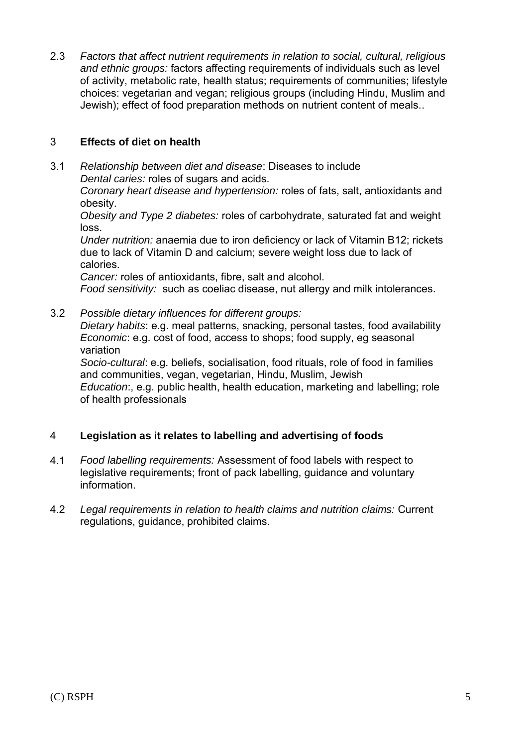2.3 *Factors that affect nutrient requirements in relation to social, cultural, religious and ethnic groups:* factors affecting requirements of individuals such as level of activity, metabolic rate, health status; requirements of communities; lifestyle choices: vegetarian and vegan; religious groups (including Hindu, Muslim and Jewish); effect of food preparation methods on nutrient content of meals..

## 3 Effects of diet on health

3.1 *Relationship between diet and disease*: Diseases to include
*Dental caries:* roles of sugars and acids.
*Coronary heart disease and hypertension:* roles of fats, salt, antioxidants and obesity.
*Obesity and Type 2 diabetes:* roles of carbohydrate, saturated fat and weight loss.
*Under nutrition:* anaemia due to iron deficiency or lack of Vitamin B12; rickets due to lack of Vitamin D and calcium; severe weight loss due to lack of calories.
*Cancer:* roles of antioxidants, fibre, salt and alcohol.
*Food sensitivity:* such as coeliac disease, nut allergy and milk intolerances.

3.2 *Possible dietary influences for different groups:*
*Dietary habits*: e.g. meal patterns, snacking, personal tastes, food availability
*Economic*: e.g. cost of food, access to shops; food supply, eg seasonal variation
*Socio-cultural*: e.g. beliefs, socialisation, food rituals, role of food in families and communities, vegan, vegetarian, Hindu, Muslim, Jewish
*Education*:, e.g. public health, health education, marketing and labelling; role of health professionals

## 4 Legislation as it relates to labelling and advertising of foods

4.1 *Food labelling requirements:* Assessment of food labels with respect to legislative requirements; front of pack labelling, guidance and voluntary information.

4.2 *Legal requirements in relation to health claims and nutrition claims:* Current regulations, guidance, prohibited claims.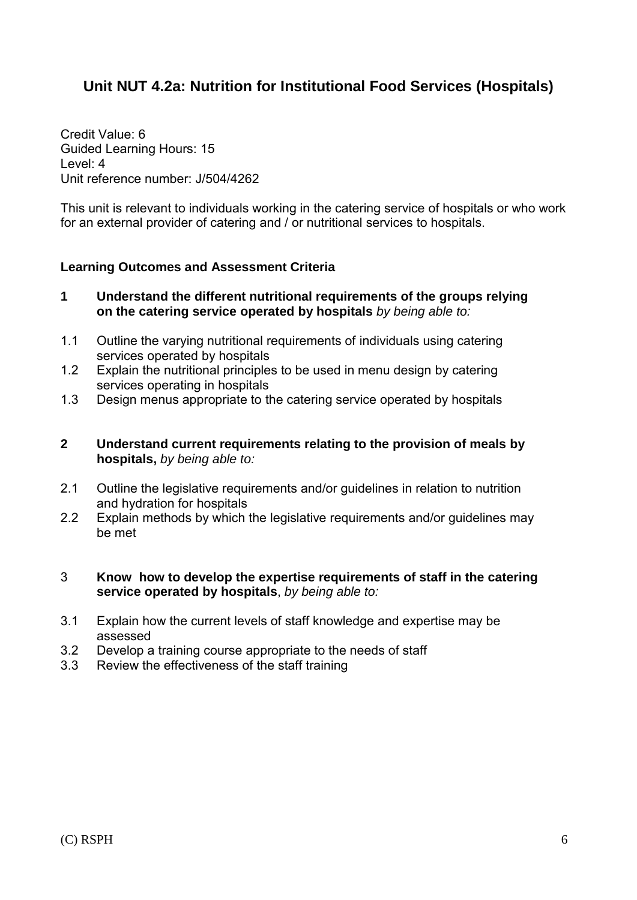## Unit NUT 4.2a: Nutrition for Institutional Food Services (Hospitals)

Credit Value: 6
Guided Learning Hours: 15
Level: 4
Unit reference number: J/504/4262

This unit is relevant to individuals working in the catering service of hospitals or who work for an external provider of catering and / or nutritional services to hospitals.

### Learning Outcomes and Assessment Criteria

**1 Understand the different nutritional requirements of the groups relying on the catering service operated by hospitals** *by being able to:*

1.1 Outline the varying nutritional requirements of individuals using catering services operated by hospitals
1.2 Explain the nutritional principles to be used in menu design by catering services operating in hospitals
1.3 Design menus appropriate to the catering service operated by hospitals

**2 Understand current requirements relating to the provision of meals by hospitals,** *by being able to:*

2.1 Outline the legislative requirements and/or guidelines in relation to nutrition and hydration for hospitals
2.2 Explain methods by which the legislative requirements and/or guidelines may be met

3 **Know how to develop the expertise requirements of staff in the catering service operated by hospitals**, *by being able to:*

3.1 Explain how the current levels of staff knowledge and expertise may be assessed
3.2 Develop a training course appropriate to the needs of staff
3.3 Review the effectiveness of the staff training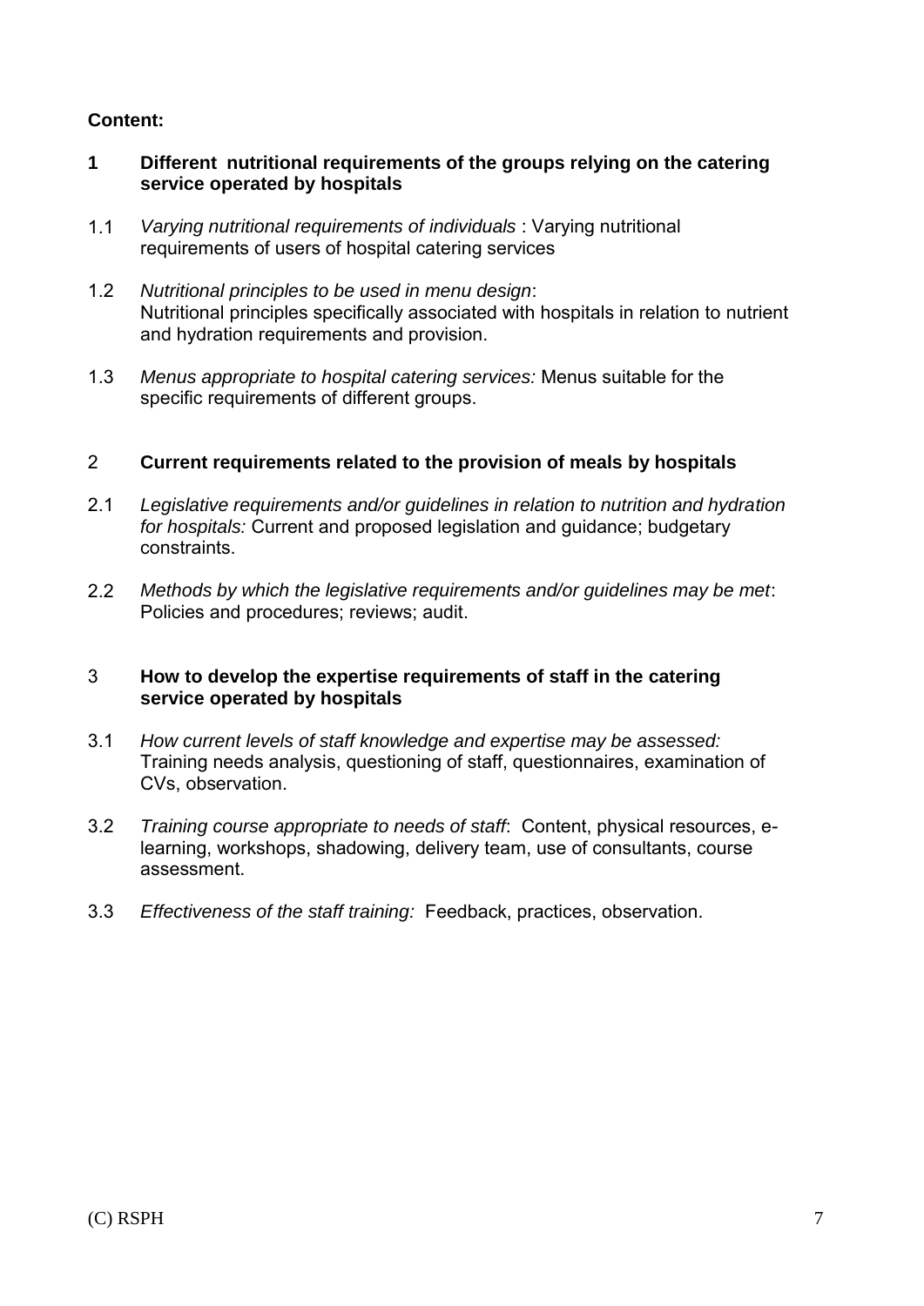**Content:**

**1 Different nutritional requirements of the groups relying on the catering service operated by hospitals**

1.1 *Varying nutritional requirements of individuals* : Varying nutritional requirements of users of hospital catering services

1.2 *Nutritional principles to be used in menu design*: Nutritional principles specifically associated with hospitals in relation to nutrient and hydration requirements and provision.

1.3 *Menus appropriate to hospital catering services:* Menus suitable for the specific requirements of different groups.

2 **Current requirements related to the provision of meals by hospitals**

2.1 *Legislative requirements and/or guidelines in relation to nutrition and hydration for hospitals:* Current and proposed legislation and guidance; budgetary constraints.

2.2 *Methods by which the legislative requirements and/or guidelines may be met*: Policies and procedures; reviews; audit.

3 **How to develop the expertise requirements of staff in the catering service operated by hospitals**

3.1 *How current levels of staff knowledge and expertise may be assessed:* Training needs analysis, questioning of staff, questionnaires, examination of CVs, observation.

3.2 *Training course appropriate to needs of staff*: Content, physical resources, e-learning, workshops, shadowing, delivery team, use of consultants, course assessment.

3.3 *Effectiveness of the staff training:* Feedback, practices, observation.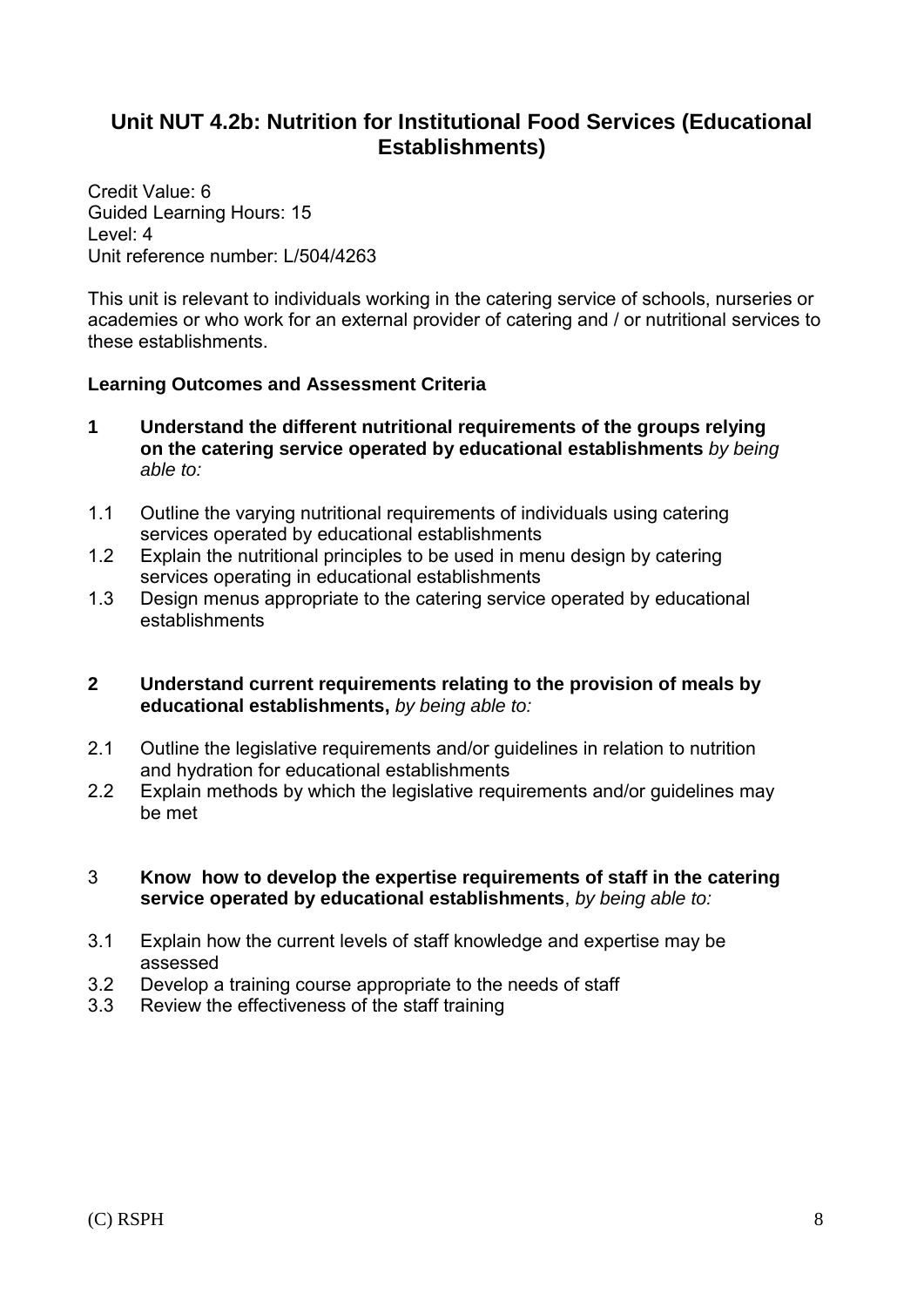## Unit NUT 4.2b: Nutrition for Institutional Food Services (Educational Establishments)

Credit Value: 6
Guided Learning Hours: 15
Level: 4
Unit reference number: L/504/4263

This unit is relevant to individuals working in the catering service of schools, nurseries or academies or who work for an external provider of catering and / or nutritional services to these establishments.

**Learning Outcomes and Assessment Criteria**

**1 Understand the different nutritional requirements of the groups relying on the catering service operated by educational establishments** *by being able to:*

1.1 Outline the varying nutritional requirements of individuals using catering services operated by educational establishments
1.2 Explain the nutritional principles to be used in menu design by catering services operating in educational establishments
1.3 Design menus appropriate to the catering service operated by educational establishments

**2 Understand current requirements relating to the provision of meals by educational establishments,** *by being able to:*

2.1 Outline the legislative requirements and/or guidelines in relation to nutrition and hydration for educational establishments
2.2 Explain methods by which the legislative requirements and/or guidelines may be met

3 **Know how to develop the expertise requirements of staff in the catering service operated by educational establishments**, *by being able to:*

3.1 Explain how the current levels of staff knowledge and expertise may be assessed
3.2 Develop a training course appropriate to the needs of staff
3.3 Review the effectiveness of the staff training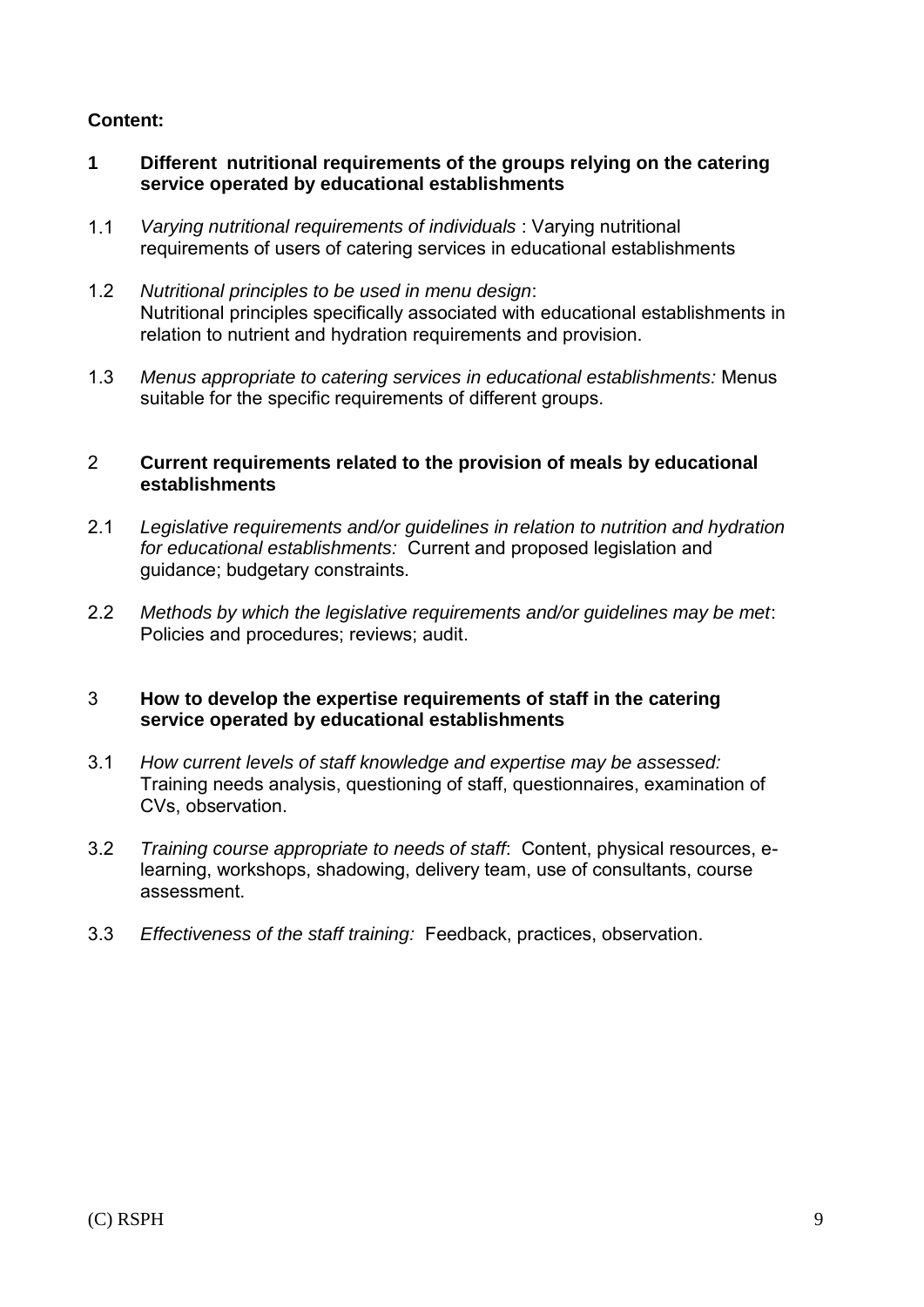**Content:**

**1 Different nutritional requirements of the groups relying on the catering service operated by educational establishments**

1.1 *Varying nutritional requirements of individuals* : Varying nutritional requirements of users of catering services in educational establishments

1.2 *Nutritional principles to be used in menu design*:
Nutritional principles specifically associated with educational establishments in relation to nutrient and hydration requirements and provision.

1.3 *Menus appropriate to catering services in educational establishments:* Menus suitable for the specific requirements of different groups.

2 **Current requirements related to the provision of meals by educational establishments**

2.1 *Legislative requirements and/or guidelines in relation to nutrition and hydration for educational establishments:* Current and proposed legislation and guidance; budgetary constraints.

2.2 *Methods by which the legislative requirements and/or guidelines may be met*: Policies and procedures; reviews; audit.

3 **How to develop the expertise requirements of staff in the catering service operated by educational establishments**

3.1 *How current levels of staff knowledge and expertise may be assessed:* Training needs analysis, questioning of staff, questionnaires, examination of CVs, observation.

3.2 *Training course appropriate to needs of staff*: Content, physical resources, e-learning, workshops, shadowing, delivery team, use of consultants, course assessment.

3.3 *Effectiveness of the staff training:* Feedback, practices, observation.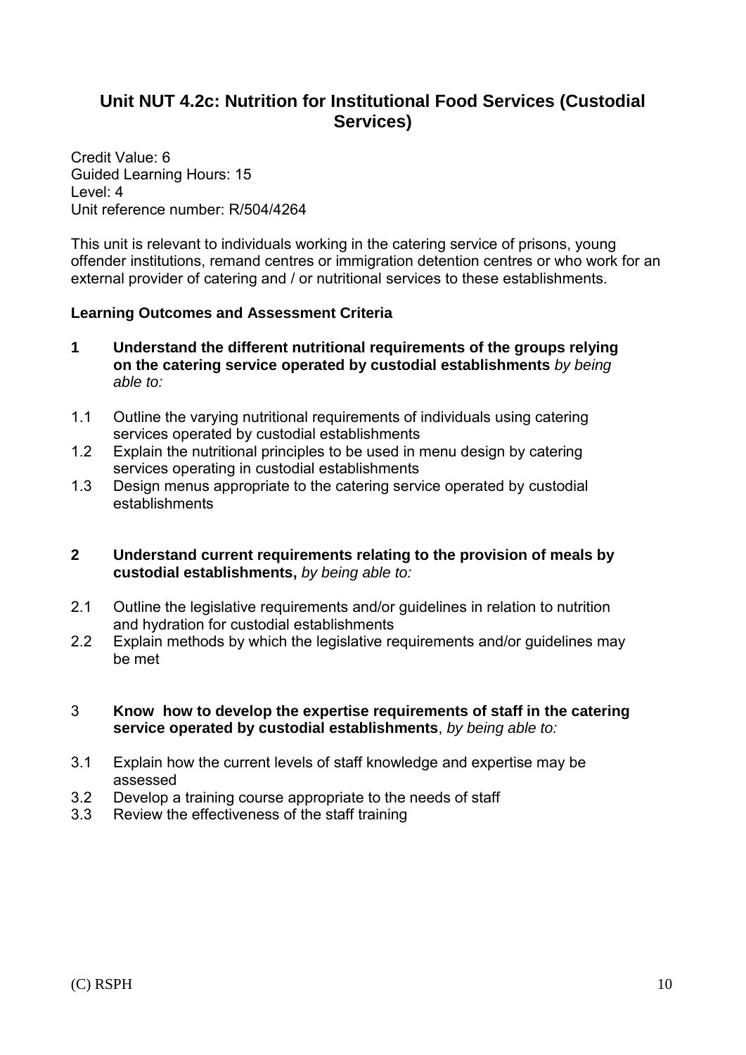## Unit NUT 4.2c: Nutrition for Institutional Food Services (Custodial Services)

Credit Value: 6
Guided Learning Hours: 15
Level: 4
Unit reference number: R/504/4264

This unit is relevant to individuals working in the catering service of prisons, young offender institutions, remand centres or immigration detention centres or who work for an external provider of catering and / or nutritional services to these establishments.

**Learning Outcomes and Assessment Criteria**

**1 Understand the different nutritional requirements of the groups relying on the catering service operated by custodial establishments** *by being able to:*

1.1 Outline the varying nutritional requirements of individuals using catering services operated by custodial establishments
1.2 Explain the nutritional principles to be used in menu design by catering services operating in custodial establishments
1.3 Design menus appropriate to the catering service operated by custodial establishments

**2 Understand current requirements relating to the provision of meals by custodial establishments,** *by being able to:*

2.1 Outline the legislative requirements and/or guidelines in relation to nutrition and hydration for custodial establishments
2.2 Explain methods by which the legislative requirements and/or guidelines may be met

3 **Know how to develop the expertise requirements of staff in the catering service operated by custodial establishments**, *by being able to:*

3.1 Explain how the current levels of staff knowledge and expertise may be assessed
3.2 Develop a training course appropriate to the needs of staff
3.3 Review the effectiveness of the staff training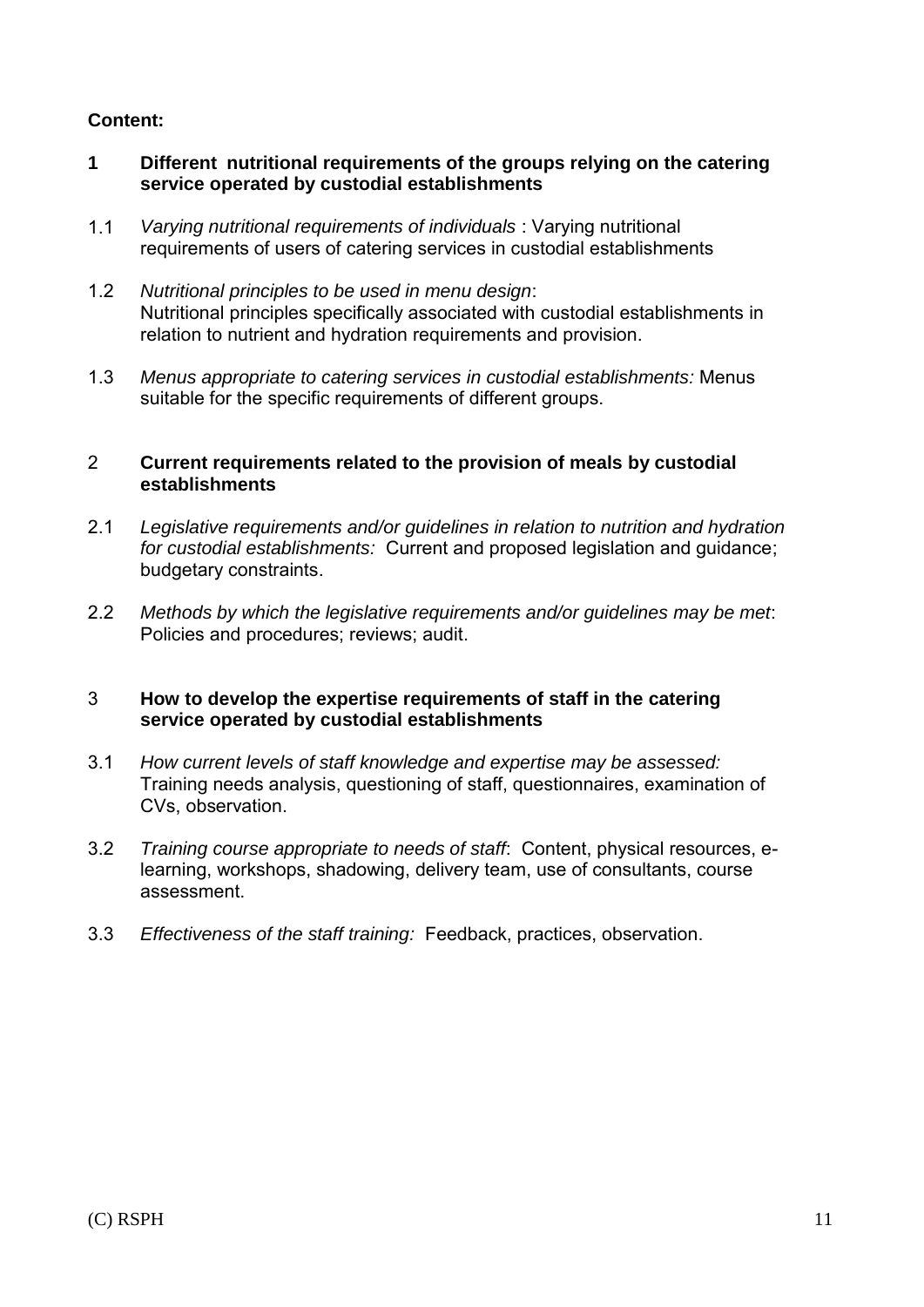**Content:**

**1 Different nutritional requirements of the groups relying on the catering service operated by custodial establishments**

1.1 *Varying nutritional requirements of individuals* : Varying nutritional requirements of users of catering services in custodial establishments

1.2 *Nutritional principles to be used in menu design*: Nutritional principles specifically associated with custodial establishments in relation to nutrient and hydration requirements and provision.

1.3 *Menus appropriate to catering services in custodial establishments:* Menus suitable for the specific requirements of different groups.

**2 Current requirements related to the provision of meals by custodial establishments**

2.1 *Legislative requirements and/or guidelines in relation to nutrition and hydration for custodial establishments:* Current and proposed legislation and guidance; budgetary constraints.

2.2 *Methods by which the legislative requirements and/or guidelines may be met*: Policies and procedures; reviews; audit.

**3 How to develop the expertise requirements of staff in the catering service operated by custodial establishments**

3.1 *How current levels of staff knowledge and expertise may be assessed:* Training needs analysis, questioning of staff, questionnaires, examination of CVs, observation.

3.2 *Training course appropriate to needs of staff*: Content, physical resources, e-learning, workshops, shadowing, delivery team, use of consultants, course assessment.

3.3 *Effectiveness of the staff training:* Feedback, practices, observation.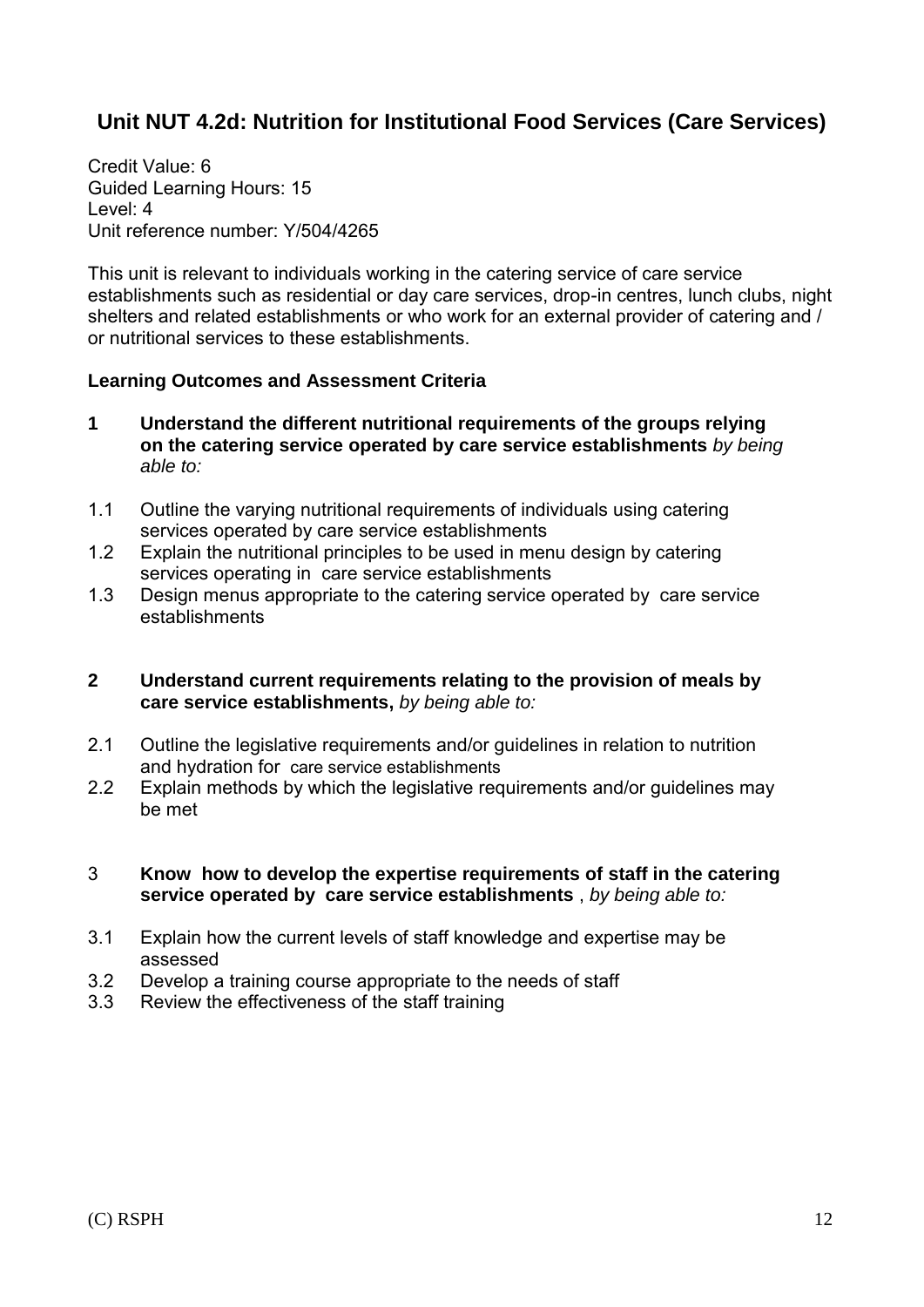## Unit NUT 4.2d: Nutrition for Institutional Food Services (Care Services)

Credit Value: 6
Guided Learning Hours: 15
Level: 4
Unit reference number: Y/504/4265

This unit is relevant to individuals working in the catering service of care service establishments such as residential or day care services, drop-in centres, lunch clubs, night shelters and related establishments or who work for an external provider of catering and / or nutritional services to these establishments.

**Learning Outcomes and Assessment Criteria**

**1 Understand the different nutritional requirements of the groups relying on the catering service operated by care service establishments** *by being able to:*

1.1 Outline the varying nutritional requirements of individuals using catering services operated by care service establishments
1.2 Explain the nutritional principles to be used in menu design by catering services operating in care service establishments
1.3 Design menus appropriate to the catering service operated by care service establishments

**2 Understand current requirements relating to the provision of meals by care service establishments,** *by being able to:*

2.1 Outline the legislative requirements and/or guidelines in relation to nutrition and hydration for care service establishments
2.2 Explain methods by which the legislative requirements and/or guidelines may be met

3 **Know how to develop the expertise requirements of staff in the catering service operated by care service establishments** , *by being able to:*

3.1 Explain how the current levels of staff knowledge and expertise may be assessed
3.2 Develop a training course appropriate to the needs of staff
3.3 Review the effectiveness of the staff training

(C) RSPH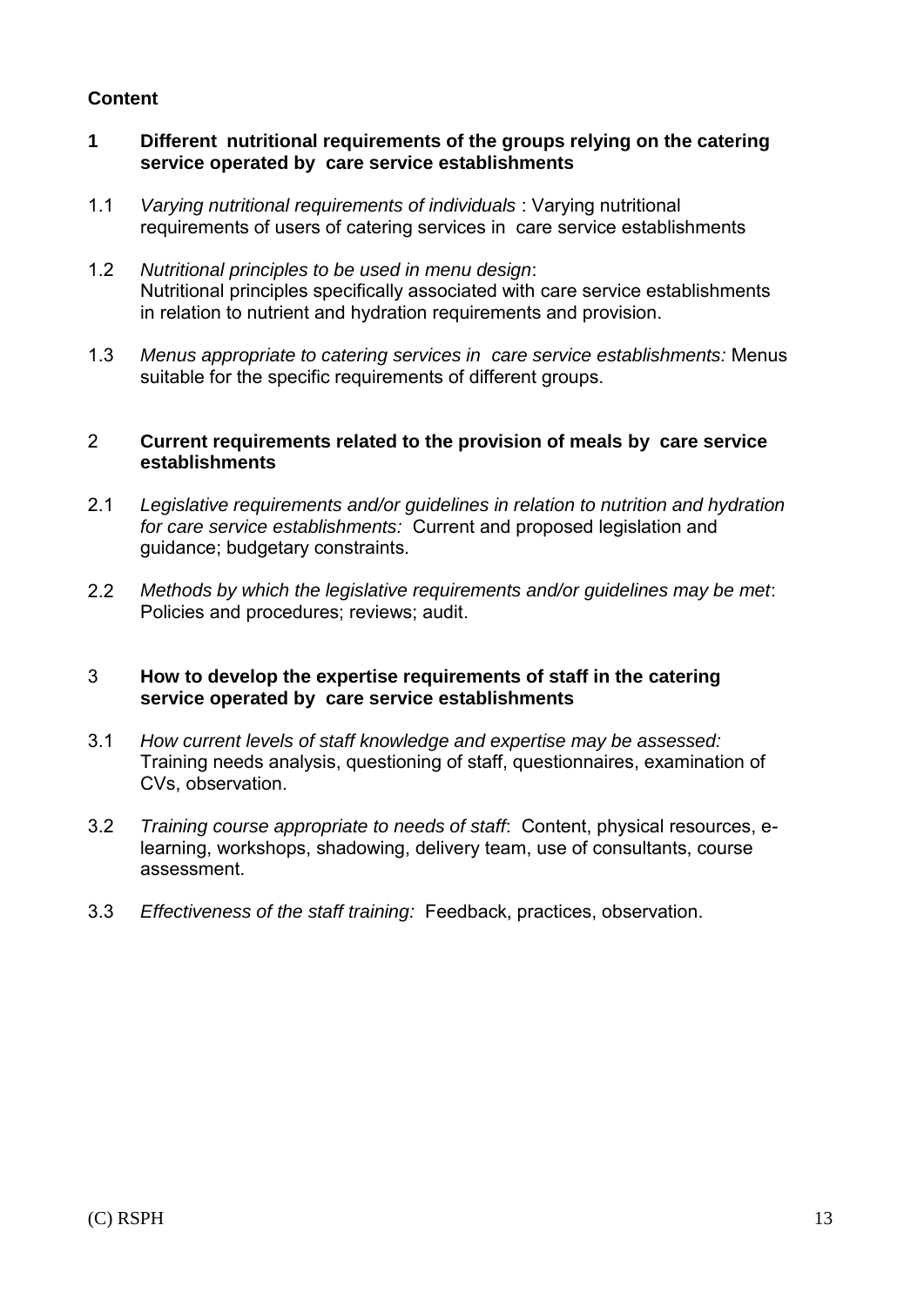**Content**

**1 Different nutritional requirements of the groups relying on the catering service operated by care service establishments**

1.1 *Varying nutritional requirements of individuals* : Varying nutritional requirements of users of catering services in care service establishments

1.2 *Nutritional principles to be used in menu design*:
Nutritional principles specifically associated with care service establishments in relation to nutrient and hydration requirements and provision.

1.3 *Menus appropriate to catering services in care service establishments:* Menus suitable for the specific requirements of different groups.

2 **Current requirements related to the provision of meals by care service establishments**

2.1 *Legislative requirements and/or guidelines in relation to nutrition and hydration for care service establishments:* Current and proposed legislation and guidance; budgetary constraints.

2.2 *Methods by which the legislative requirements and/or guidelines may be met*: Policies and procedures; reviews; audit.

3 **How to develop the expertise requirements of staff in the catering service operated by care service establishments**

3.1 *How current levels of staff knowledge and expertise may be assessed:* Training needs analysis, questioning of staff, questionnaires, examination of CVs, observation.

3.2 *Training course appropriate to needs of staff*: Content, physical resources, e-learning, workshops, shadowing, delivery team, use of consultants, course assessment.

3.3 *Effectiveness of the staff training:* Feedback, practices, observation.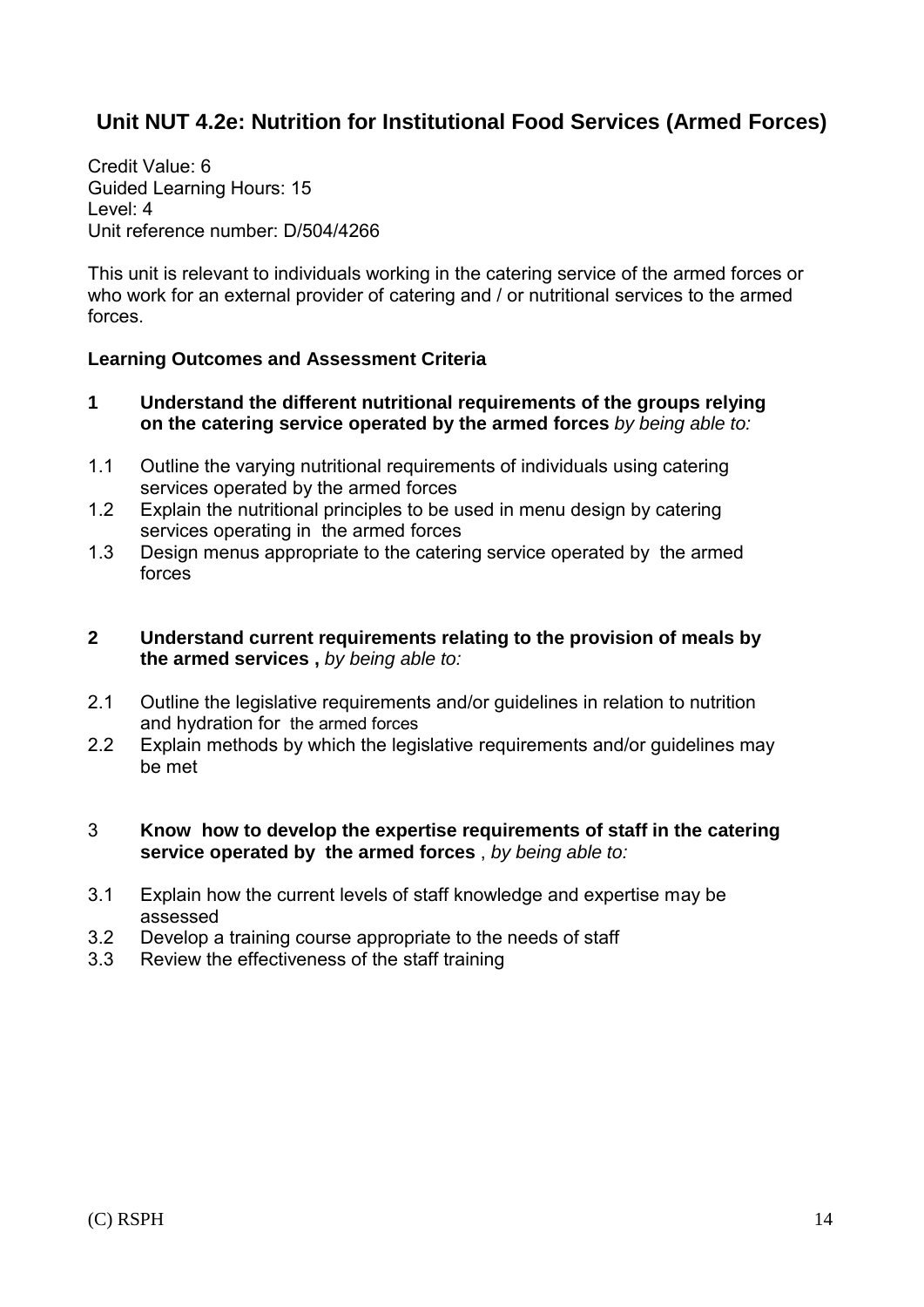## Unit NUT 4.2e: Nutrition for Institutional Food Services (Armed Forces)

Credit Value: 6
Guided Learning Hours: 15
Level: 4
Unit reference number: D/504/4266

This unit is relevant to individuals working in the catering service of the armed forces or who work for an external provider of catering and / or nutritional services to the armed forces.

**Learning Outcomes and Assessment Criteria**

**1 Understand the different nutritional requirements of the groups relying on the catering service operated by the armed forces** *by being able to:*

1.1 Outline the varying nutritional requirements of individuals using catering services operated by the armed forces
1.2 Explain the nutritional principles to be used in menu design by catering services operating in the armed forces
1.3 Design menus appropriate to the catering service operated by the armed forces

**2 Understand current requirements relating to the provision of meals by the armed services ,** *by being able to:*

2.1 Outline the legislative requirements and/or guidelines in relation to nutrition and hydration for the armed forces
2.2 Explain methods by which the legislative requirements and/or guidelines may be met

3 **Know how to develop the expertise requirements of staff in the catering service operated by the armed forces** , *by being able to:*

3.1 Explain how the current levels of staff knowledge and expertise may be assessed
3.2 Develop a training course appropriate to the needs of staff
3.3 Review the effectiveness of the staff training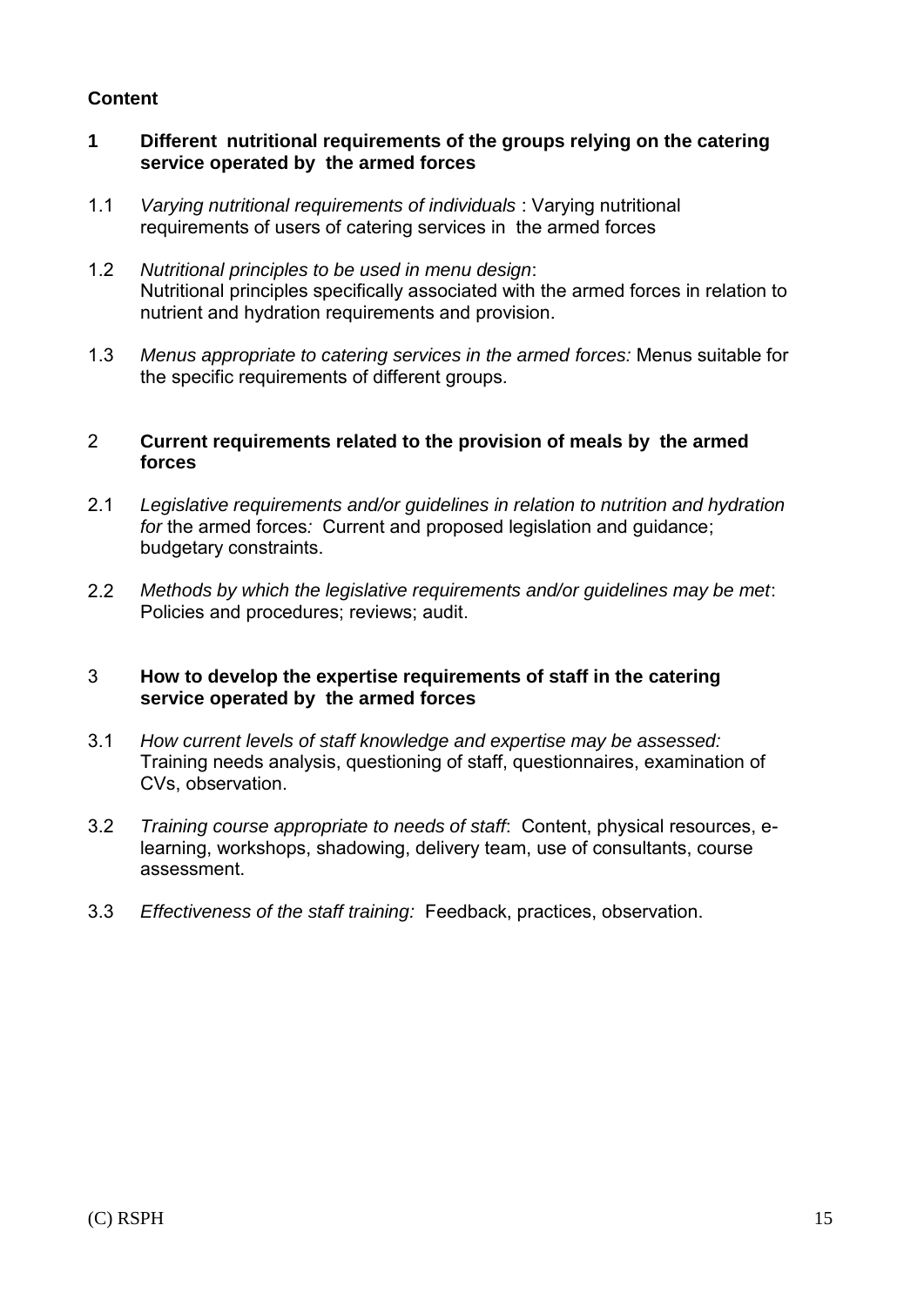**Content**

**1 Different nutritional requirements of the groups relying on the catering service operated by the armed forces**

1.1 *Varying nutritional requirements of individuals* : Varying nutritional requirements of users of catering services in the armed forces

1.2 *Nutritional principles to be used in menu design*:
Nutritional principles specifically associated with the armed forces in relation to nutrient and hydration requirements and provision.

1.3 *Menus appropriate to catering services in the armed forces:* Menus suitable for the specific requirements of different groups.

2 **Current requirements related to the provision of meals by the armed forces**

2.1 *Legislative requirements and/or guidelines in relation to nutrition and hydration for* the armed forces*:* Current and proposed legislation and guidance; budgetary constraints.

2.2 *Methods by which the legislative requirements and/or guidelines may be met*: Policies and procedures; reviews; audit.

3 **How to develop the expertise requirements of staff in the catering service operated by the armed forces**

3.1 *How current levels of staff knowledge and expertise may be assessed:* Training needs analysis, questioning of staff, questionnaires, examination of CVs, observation.

3.2 *Training course appropriate to needs of staff*: Content, physical resources, e-learning, workshops, shadowing, delivery team, use of consultants, course assessment.

3.3 *Effectiveness of the staff training:* Feedback, practices, observation.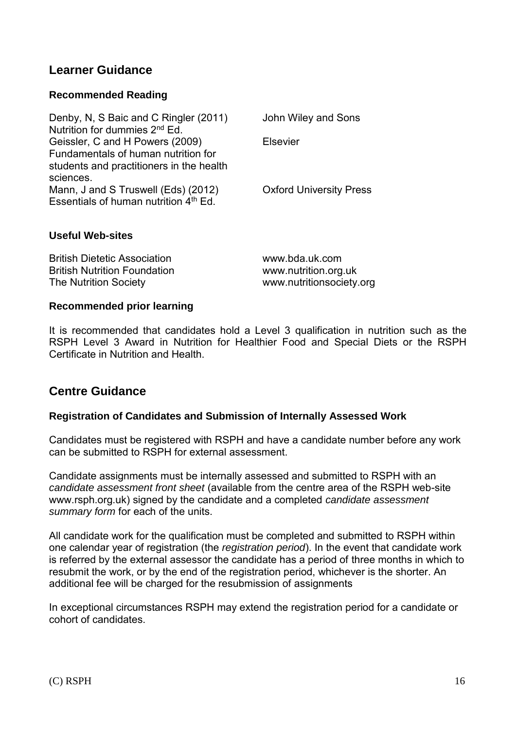## Learner Guidance

### Recommended Reading

| | |
|---|---|
| Denby, N, S Baic and C Ringler (2011) Nutrition for dummies 2nd Ed. | John Wiley and Sons |
| Geissler, C and H Powers (2009) Fundamentals of human nutrition for students and practitioners in the health sciences. | Elsevier |
| Mann, J and S Truswell (Eds) (2012) Essentials of human nutrition 4th Ed. | Oxford University Press |

### Useful Web-sites

| | |
|---|---|
| British Dietetic Association | www.bda.uk.com |
| British Nutrition Foundation | www.nutrition.org.uk |
| The Nutrition Society | www.nutritionsociety.org |

### Recommended prior learning

It is recommended that candidates hold a Level 3 qualification in nutrition such as the RSPH Level 3 Award in Nutrition for Healthier Food and Special Diets or the RSPH Certificate in Nutrition and Health.

## Centre Guidance

### Registration of Candidates and Submission of Internally Assessed Work

Candidates must be registered with RSPH and have a candidate number before any work can be submitted to RSPH for external assessment.

Candidate assignments must be internally assessed and submitted to RSPH with an *candidate assessment front sheet* (available from the centre area of the RSPH web-site www.rsph.org.uk) signed by the candidate and a completed *candidate assessment summary form* for each of the units.

All candidate work for the qualification must be completed and submitted to RSPH within one calendar year of registration (the *registration period*). In the event that candidate work is referred by the external assessor the candidate has a period of three months in which to resubmit the work, or by the end of the registration period, whichever is the shorter. An additional fee will be charged for the resubmission of assignments

In exceptional circumstances RSPH may extend the registration period for a candidate or cohort of candidates.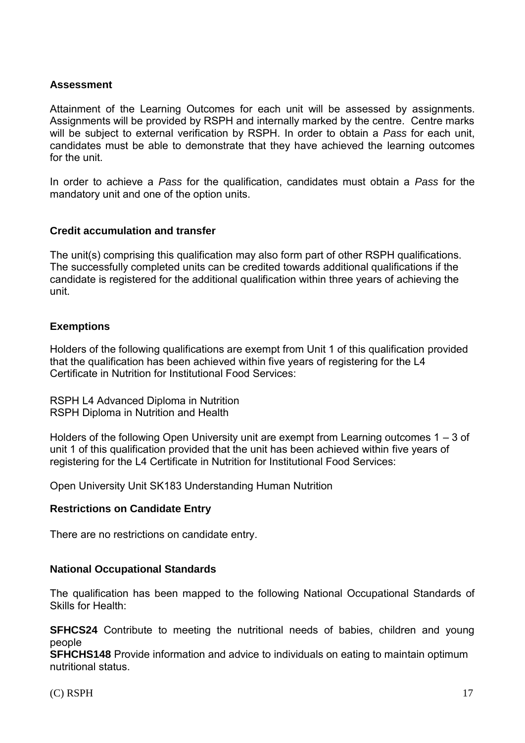### Assessment

Attainment of the Learning Outcomes for each unit will be assessed by assignments. Assignments will be provided by RSPH and internally marked by the centre. Centre marks will be subject to external verification by RSPH. In order to obtain a *Pass* for each unit, candidates must be able to demonstrate that they have achieved the learning outcomes for the unit.

In order to achieve a *Pass* for the qualification, candidates must obtain a *Pass* for the mandatory unit and one of the option units.

### Credit accumulation and transfer

The unit(s) comprising this qualification may also form part of other RSPH qualifications. The successfully completed units can be credited towards additional qualifications if the candidate is registered for the additional qualification within three years of achieving the unit.

### Exemptions

Holders of the following qualifications are exempt from Unit 1 of this qualification provided that the qualification has been achieved within five years of registering for the L4 Certificate in Nutrition for Institutional Food Services:

RSPH L4 Advanced Diploma in Nutrition
RSPH Diploma in Nutrition and Health

Holders of the following Open University unit are exempt from Learning outcomes 1 – 3 of unit 1 of this qualification provided that the unit has been achieved within five years of registering for the L4 Certificate in Nutrition for Institutional Food Services:

Open University Unit SK183 Understanding Human Nutrition

### Restrictions on Candidate Entry

There are no restrictions on candidate entry.

### National Occupational Standards

The qualification has been mapped to the following National Occupational Standards of Skills for Health:

**SFHCS24** Contribute to meeting the nutritional needs of babies, children and young people
**SFHCHS148** Provide information and advice to individuals on eating to maintain optimum nutritional status.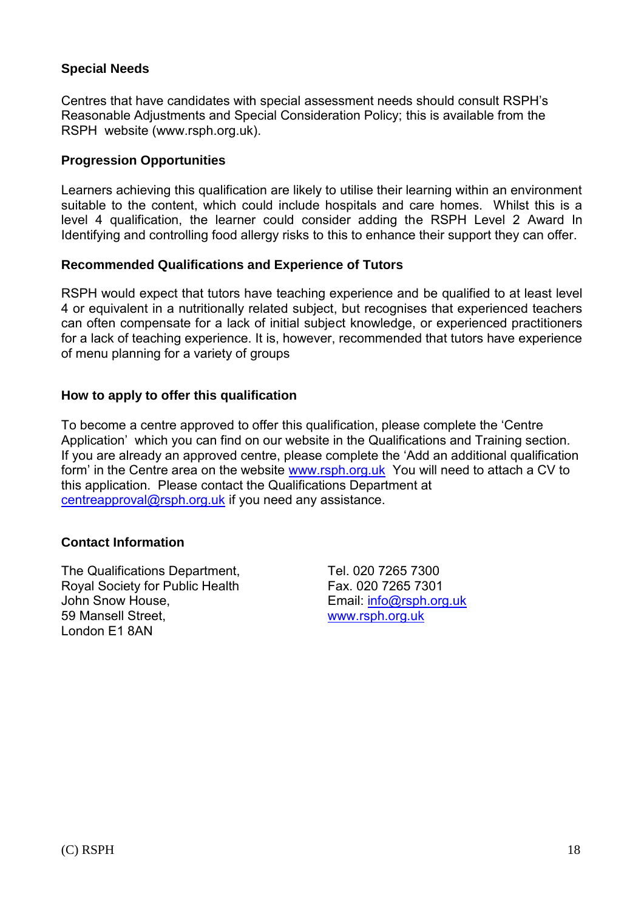**Special Needs**

Centres that have candidates with special assessment needs should consult RSPH's Reasonable Adjustments and Special Consideration Policy; this is available from the RSPH website (www.rsph.org.uk).

**Progression Opportunities**

Learners achieving this qualification are likely to utilise their learning within an environment suitable to the content, which could include hospitals and care homes. Whilst this is a level 4 qualification, the learner could consider adding the RSPH Level 2 Award In Identifying and controlling food allergy risks to this to enhance their support they can offer.

**Recommended Qualifications and Experience of Tutors**

RSPH would expect that tutors have teaching experience and be qualified to at least level 4 or equivalent in a nutritionally related subject, but recognises that experienced teachers can often compensate for a lack of initial subject knowledge, or experienced practitioners for a lack of teaching experience. It is, however, recommended that tutors have experience of menu planning for a variety of groups

**How to apply to offer this qualification**

To become a centre approved to offer this qualification, please complete the 'Centre Application' which you can find on our website in the Qualifications and Training section. If you are already an approved centre, please complete the 'Add an additional qualification form' in the Centre area on the website www.rsph.org.uk You will need to attach a CV to this application. Please contact the Qualifications Department at centreapproval@rsph.org.uk if you need any assistance.

**Contact Information**

The Qualifications Department,
Royal Society for Public Health
John Snow House,
59 Mansell Street,
London E1 8AN

Tel. 020 7265 7300
Fax. 020 7265 7301
Email: info@rsph.org.uk
www.rsph.org.uk